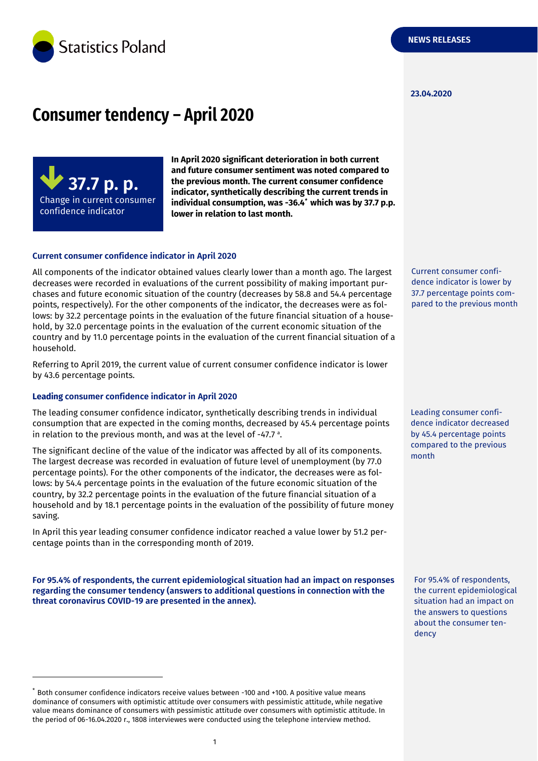Statistics Poland

NEWS RELEASES

23.04.2020

# Consumer tendency – April 2020

**37.7 p. p.**
Change in current consumer confidence indicator

**In April 2020 significant deterioration in both current and future consumer sentiment was noted compared to the previous month. The current consumer confidence indicator, synthetically describing the current trends in individual consumption, was -36.4[*] which was by 37.7 p.p. lower in relation to last month.**

### Current consumer confidence indicator in April 2020

All components of the indicator obtained values clearly lower than a month ago. The largest decreases were recorded in evaluations of the current possibility of making important purchases and future economic situation of the country (decreases by 58.8 and 54.4 percentage points, respectively). For the other components of the indicator, the decreases were as follows: by 32.2 percentage points in the evaluation of the future financial situation of a household, by 32.0 percentage points in the evaluation of the current economic situation of the country and by 11.0 percentage points in the evaluation of the current financial situation of a household.

Current consumer confidence indicator is lower by 37.7 percentage points compared to the previous month

Referring to April 2019, the current value of current consumer confidence indicator is lower by 43.6 percentage points.

### Leading consumer confidence indicator in April 2020

The leading consumer confidence indicator, synthetically describing trends in individual consumption that are expected in the coming months, decreased by 45.4 percentage points in relation to the previous month, and was at the level of -47.7 [a].

Leading consumer confidence indicator decreased by 45.4 percentage points compared to the previous month

The significant decline of the value of the indicator was affected by all of its components. The largest decrease was recorded in evaluation of future level of unemployment (by 77.0 percentage points). For the other components of the indicator, the decreases were as follows: by 54.4 percentage points in the evaluation of the future economic situation of the country, by 32.2 percentage points in the evaluation of the future financial situation of a household and by 18.1 percentage points in the evaluation of the possibility of future money saving.

In April this year leading consumer confidence indicator reached a value lower by 51.2 percentage points than in the corresponding month of 2019.

**For 95.4% of respondents, the current epidemiological situation had an impact on responses regarding the consumer tendency (answers to additional questions in connection with the threat coronavirus COVID-19 are presented in the annex).**

For 95.4% of respondents, the current epidemiological situation had an impact on the answers to questions about the consumer tendency

---

[*] Both consumer confidence indicators receive values between -100 and +100. A positive value means dominance of consumers with optimistic attitude over consumers with pessimistic attitude, while negative value means dominance of consumers with pessimistic attitude over consumers with optimistic attitude. In the period of 06-16.04.2020 r., 1808 interviewes were conducted using the telephone interview method.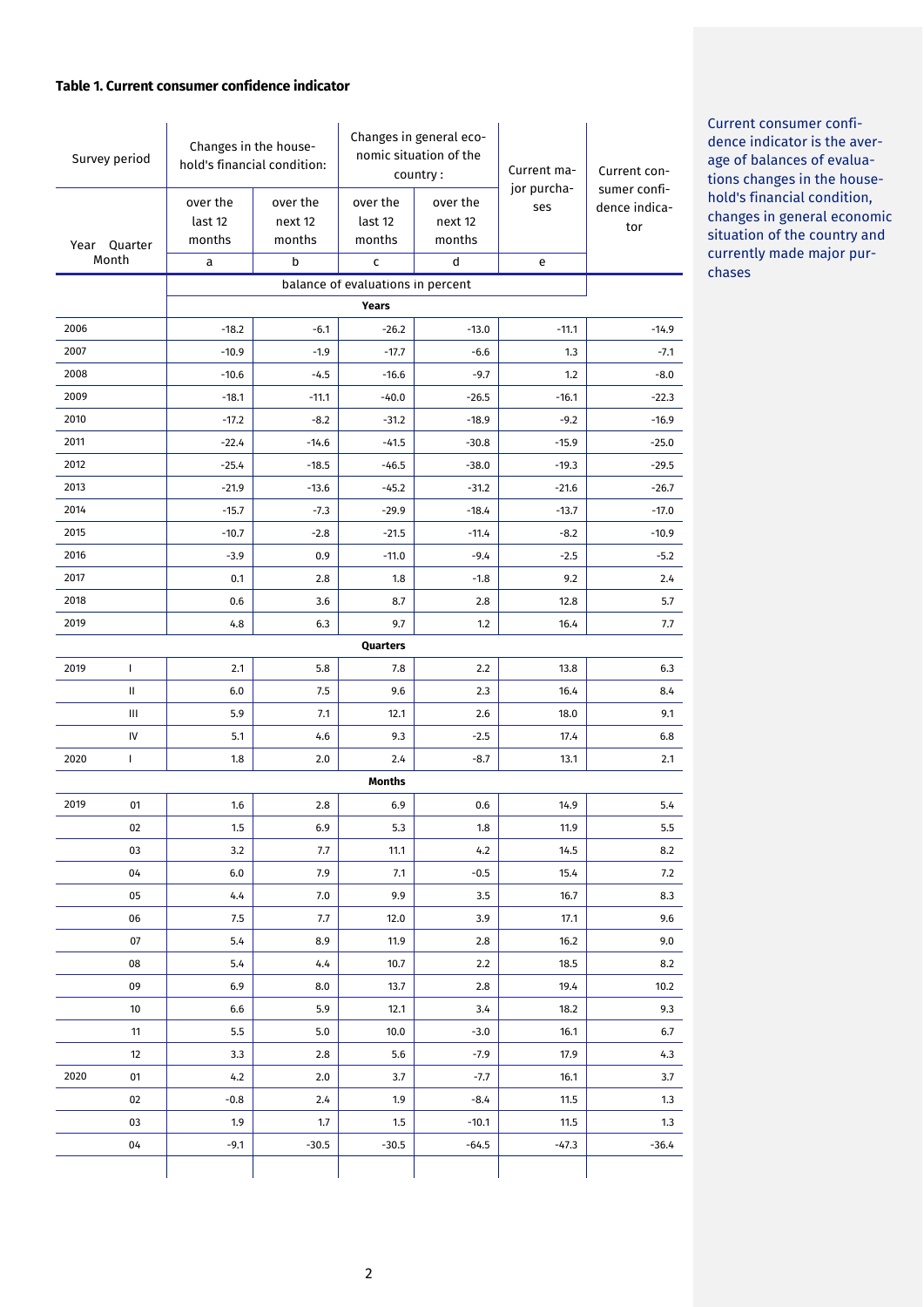**Table 1. Current consumer confidence indicator**

| Survey period | | Changes in the household's financial condition: | | Changes in general economic situation of the country : | | Current major purchases | Current consumer confidence indicator |
|---|---|---|---|---|---|---|---|
| Year | Quarter Month | over the last 12 months | over the next 12 months | over the last 12 months | over the next 12 months | | |
| | | a | b | c | d | e | |
| | | balance of evaluations in percent | | | | | |
| | | **Years** | | | | | |
| 2006 | | -18.2 | -6.1 | -26.2 | -13.0 | -11.1 | -14.9 |
| 2007 | | -10.9 | -1.9 | -17.7 | -6.6 | 1.3 | -7.1 |
| 2008 | | -10.6 | -4.5 | -16.6 | -9.7 | 1.2 | -8.0 |
| 2009 | | -18.1 | -11.1 | -40.0 | -26.5 | -16.1 | -22.3 |
| 2010 | | -17.2 | -8.2 | -31.2 | -18.9 | -9.2 | -16.9 |
| 2011 | | -22.4 | -14.6 | -41.5 | -30.8 | -15.9 | -25.0 |
| 2012 | | -25.4 | -18.5 | -46.5 | -38.0 | -19.3 | -29.5 |
| 2013 | | -21.9 | -13.6 | -45.2 | -31.2 | -21.6 | -26.7 |
| 2014 | | -15.7 | -7.3 | -29.9 | -18.4 | -13.7 | -17.0 |
| 2015 | | -10.7 | -2.8 | -21.5 | -11.4 | -8.2 | -10.9 |
| 2016 | | -3.9 | 0.9 | -11.0 | -9.4 | -2.5 | -5.2 |
| 2017 | | 0.1 | 2.8 | 1.8 | -1.8 | 9.2 | 2.4 |
| 2018 | | 0.6 | 3.6 | 8.7 | 2.8 | 12.8 | 5.7 |
| 2019 | | 4.8 | 6.3 | 9.7 | 1.2 | 16.4 | 7.7 |
| | | **Quarters** | | | | | |
| 2019 | I | 2.1 | 5.8 | 7.8 | 2.2 | 13.8 | 6.3 |
| | II | 6.0 | 7.5 | 9.6 | 2.3 | 16.4 | 8.4 |
| | III | 5.9 | 7.1 | 12.1 | 2.6 | 18.0 | 9.1 |
| | IV | 5.1 | 4.6 | 9.3 | -2.5 | 17.4 | 6.8 |
| 2020 | I | 1.8 | 2.0 | 2.4 | -8.7 | 13.1 | 2.1 |
| | | **Months** | | | | | |
| 2019 | 01 | 1.6 | 2.8 | 6.9 | 0.6 | 14.9 | 5.4 |
| | 02 | 1.5 | 6.9 | 5.3 | 1.8 | 11.9 | 5.5 |
| | 03 | 3.2 | 7.7 | 11.1 | 4.2 | 14.5 | 8.2 |
| | 04 | 6.0 | 7.9 | 7.1 | -0.5 | 15.4 | 7.2 |
| | 05 | 4.4 | 7.0 | 9.9 | 3.5 | 16.7 | 8.3 |
| | 06 | 7.5 | 7.7 | 12.0 | 3.9 | 17.1 | 9.6 |
| | 07 | 5.4 | 8.9 | 11.9 | 2.8 | 16.2 | 9.0 |
| | 08 | 5.4 | 4.4 | 10.7 | 2.2 | 18.5 | 8.2 |
| | 09 | 6.9 | 8.0 | 13.7 | 2.8 | 19.4 | 10.2 |
| | 10 | 6.6 | 5.9 | 12.1 | 3.4 | 18.2 | 9.3 |
| | 11 | 5.5 | 5.0 | 10.0 | -3.0 | 16.1 | 6.7 |
| | 12 | 3.3 | 2.8 | 5.6 | -7.9 | 17.9 | 4.3 |
| 2020 | 01 | 4.2 | 2.0 | 3.7 | -7.7 | 16.1 | 3.7 |
| | 02 | -0.8 | 2.4 | 1.9 | -8.4 | 11.5 | 1.3 |
| | 03 | 1.9 | 1.7 | 1.5 | -10.1 | 11.5 | 1.3 |
| | 04 | -9.1 | -30.5 | -30.5 | -64.5 | -47.3 | -36.4 |

Current consumer confidence indicator is the average of balances of evaluations changes in the household's financial condition, changes in general economic situation of the country and currently made major purchases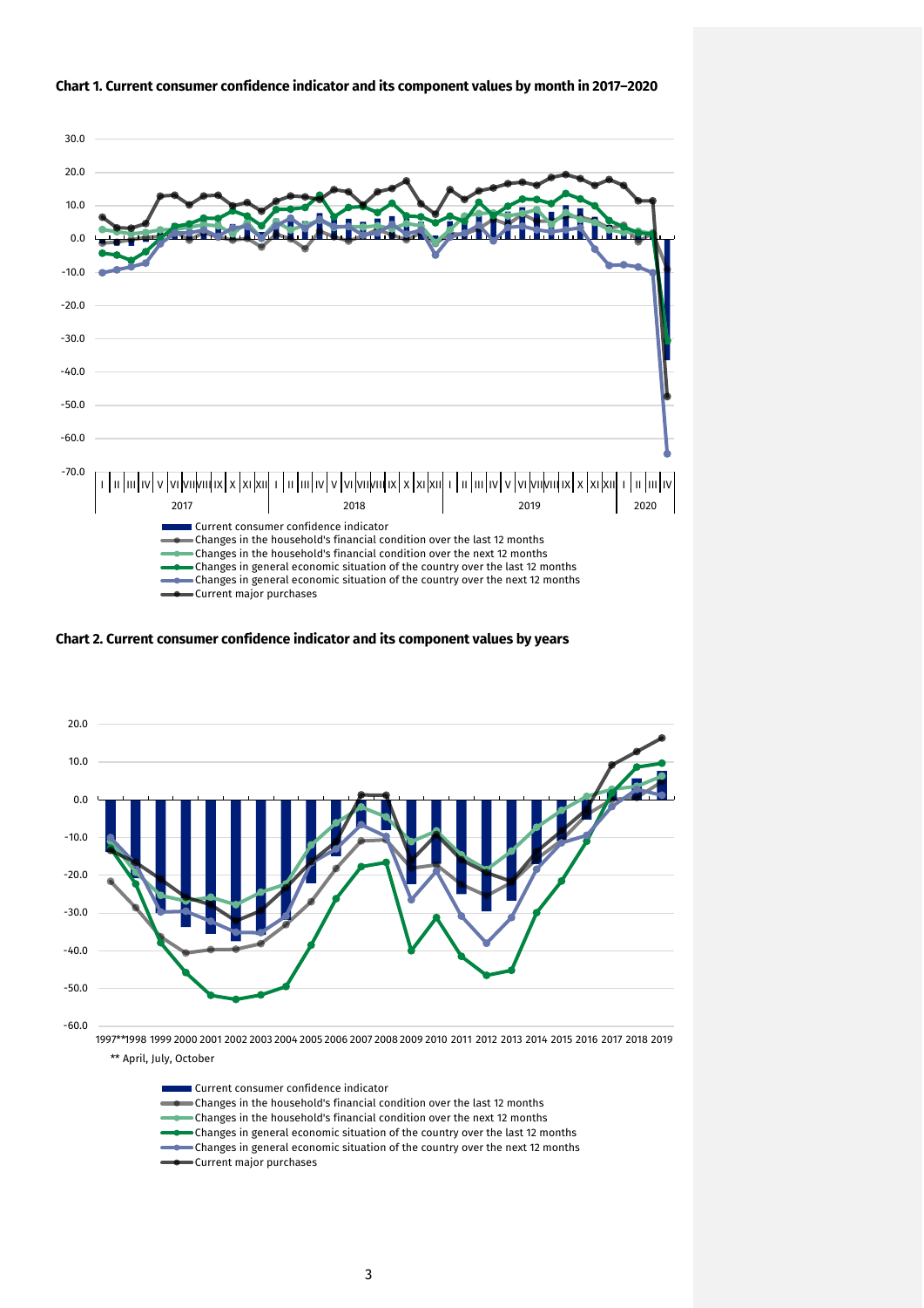**Chart 1. Current consumer confidence indicator and its component values by month in 2017–2020**

**Chart 2. Current consumer confidence indicator and its component values by years**

** April, July, October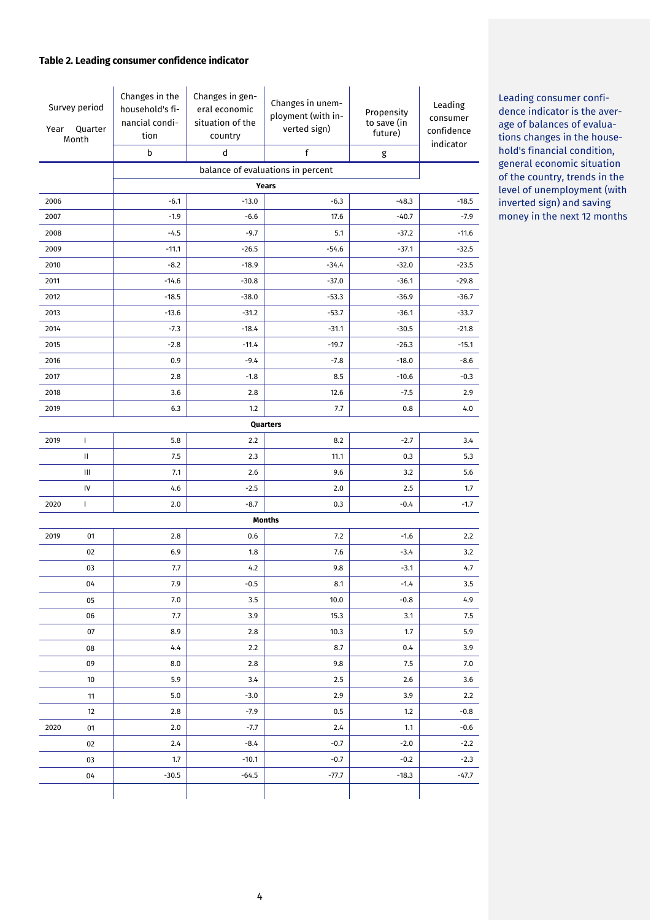### Table 2. Leading consumer confidence indicator

| Survey period Year Quarter Month | | Changes in the household's financial condition | Changes in general economic situation of the country | Changes in unemployment (with inverted sign) | Propensity to save (in future) | Leading consumer confidence indicator |
|---|---|---|---|---|---|---|
| | | b | d | f | g | |
| | | balance of evaluations in percent | | | | |
| **Years** | | | | | | |
| 2006 | | -6.1 | -13.0 | -6.3 | -48.3 | -18.5 |
| 2007 | | -1.9 | -6.6 | 17.6 | -40.7 | -7.9 |
| 2008 | | -4.5 | -9.7 | 5.1 | -37.2 | -11.6 |
| 2009 | | -11.1 | -26.5 | -54.6 | -37.1 | -32.5 |
| 2010 | | -8.2 | -18.9 | -34.4 | -32.0 | -23.5 |
| 2011 | | -14.6 | -30.8 | -37.0 | -36.1 | -29.8 |
| 2012 | | -18.5 | -38.0 | -53.3 | -36.9 | -36.7 |
| 2013 | | -13.6 | -31.2 | -53.7 | -36.1 | -33.7 |
| 2014 | | -7.3 | -18.4 | -31.1 | -30.5 | -21.8 |
| 2015 | | -2.8 | -11.4 | -19.7 | -26.3 | -15.1 |
| 2016 | | 0.9 | -9.4 | -7.8 | -18.0 | -8.6 |
| 2017 | | 2.8 | -1.8 | 8.5 | -10.6 | -0.3 |
| 2018 | | 3.6 | 2.8 | 12.6 | -7.5 | 2.9 |
| 2019 | | 6.3 | 1.2 | 7.7 | 0.8 | 4.0 |
| **Quarters** | | | | | | |
| 2019 | I | 5.8 | 2.2 | 8.2 | -2.7 | 3.4 |
| | II | 7.5 | 2.3 | 11.1 | 0.3 | 5.3 |
| | III | 7.1 | 2.6 | 9.6 | 3.2 | 5.6 |
| | IV | 4.6 | -2.5 | 2.0 | 2.5 | 1.7 |
| 2020 | I | 2.0 | -8.7 | 0.3 | -0.4 | -1.7 |
| **Months** | | | | | | |
| 2019 | 01 | 2.8 | 0.6 | 7.2 | -1.6 | 2.2 |
| | 02 | 6.9 | 1.8 | 7.6 | -3.4 | 3.2 |
| | 03 | 7.7 | 4.2 | 9.8 | -3.1 | 4.7 |
| | 04 | 7.9 | -0.5 | 8.1 | -1.4 | 3.5 |
| | 05 | 7.0 | 3.5 | 10.0 | -0.8 | 4.9 |
| | 06 | 7.7 | 3.9 | 15.3 | 3.1 | 7.5 |
| | 07 | 8.9 | 2.8 | 10.3 | 1.7 | 5.9 |
| | 08 | 4.4 | 2.2 | 8.7 | 0.4 | 3.9 |
| | 09 | 8.0 | 2.8 | 9.8 | 7.5 | 7.0 |
| | 10 | 5.9 | 3.4 | 2.5 | 2.6 | 3.6 |
| | 11 | 5.0 | -3.0 | 2.9 | 3.9 | 2.2 |
| | 12 | 2.8 | -7.9 | 0.5 | 1.2 | -0.8 |
| 2020 | 01 | 2.0 | -7.7 | 2.4 | 1.1 | -0.6 |
| | 02 | 2.4 | -8.4 | -0.7 | -2.0 | -2.2 |
| | 03 | 1.7 | -10.1 | -0.7 | -0.2 | -2.3 |
| | 04 | -30.5 | -64.5 | -77.7 | -18.3 | -47.7 |

Leading consumer confidence indicator is the average of balances of evaluations changes in the household's financial condition, general economic situation of the country, trends in the level of unemployment (with inverted sign) and saving money in the next 12 months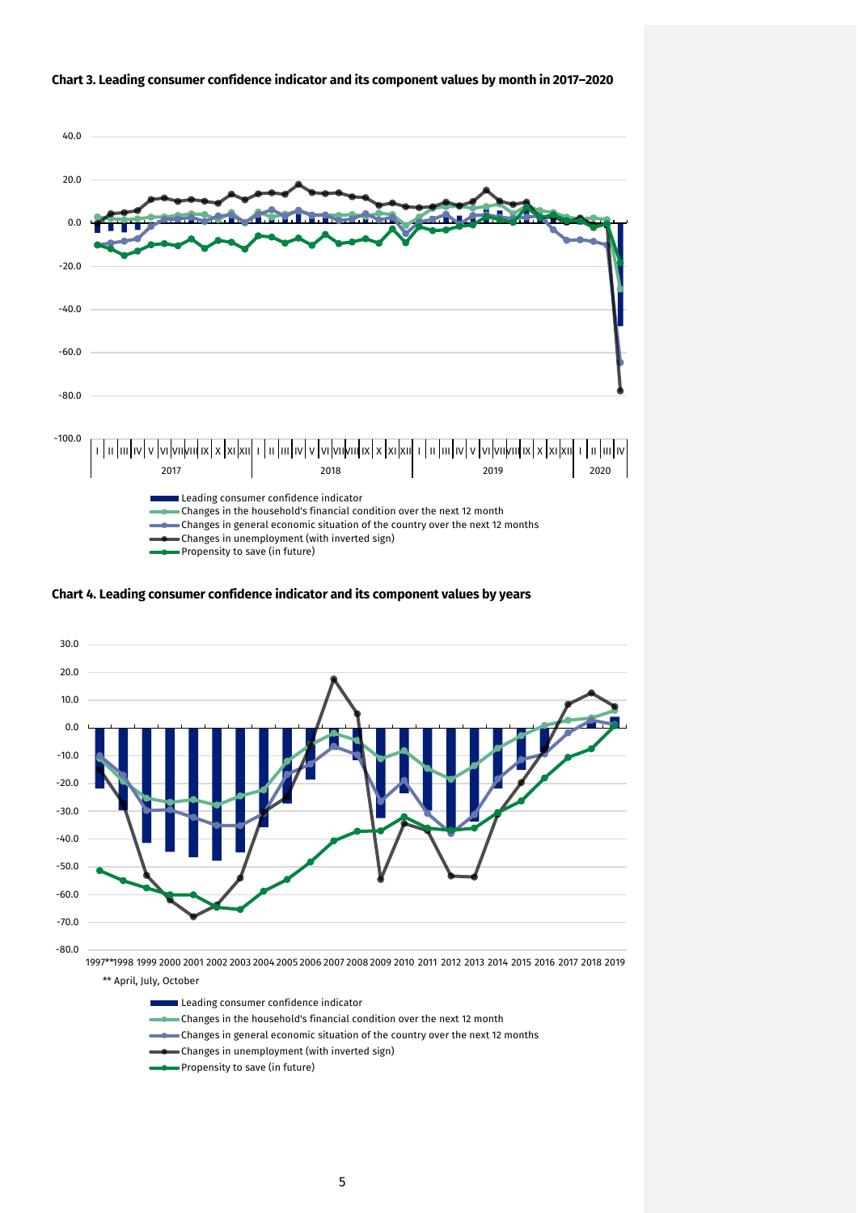**Chart 3. Leading consumer confidence indicator and its component values by month in 2017–2020**

- Leading consumer confidence indicator
- Changes in the household's financial condition over the next 12 month
- Changes in general economic situation of the country over the next 12 months
- Changes in unemployment (with inverted sign)
- Propensity to save (in future)

**Chart 4. Leading consumer confidence indicator and its component values by years**

** April, July, October

- Leading consumer confidence indicator
- Changes in the household's financial condition over the next 12 month
- Changes in general economic situation of the country over the next 12 months
- Changes in unemployment (with inverted sign)
- Propensity to save (in future)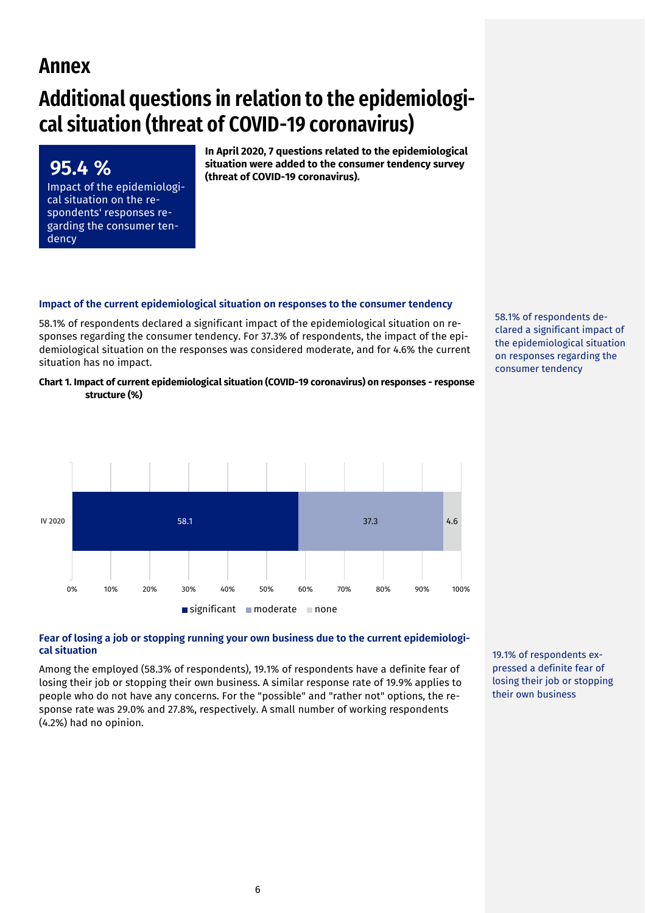# Annex

# Additional questions in relation to the epidemiological situation (threat of COVID-19 coronavirus)

**95.4 %**

Impact of the epidemiological situation on the respondents' responses regarding the consumer tendency

**In April 2020, 7 questions related to the epidemiological situation were added to the consumer tendency survey (threat of COVID-19 coronavirus).**

### Impact of the current epidemiological situation on responses to the consumer tendency

58.1% of respondents declared a significant impact of the epidemiological situation on responses regarding the consumer tendency. For 37.3% of respondents, the impact of the epidemiological situation on the responses was considered moderate, and for 4.6% the current situation has no impact.

58.1% of respondents declared a significant impact of the epidemiological situation on responses regarding the consumer tendency

**Chart 1. Impact of current epidemiological situation (COVID-19 coronavirus) on responses - response structure (%)**

| | significant | moderate | none |
|---|---|---|---|
| IV 2020 | 58.1 | 37.3 | 4.6 |

### Fear of losing a job or stopping running your own business due to the current epidemiological situation

Among the employed (58.3% of respondents), 19.1% of respondents have a definite fear of losing their job or stopping their own business. A similar response rate of 19.9% applies to people who do not have any concerns. For the "possible" and "rather not" options, the response rate was 29.0% and 27.8%, respectively. A small number of working respondents (4.2%) had no opinion.

19.1% of respondents expressed a definite fear of losing their job or stopping their own business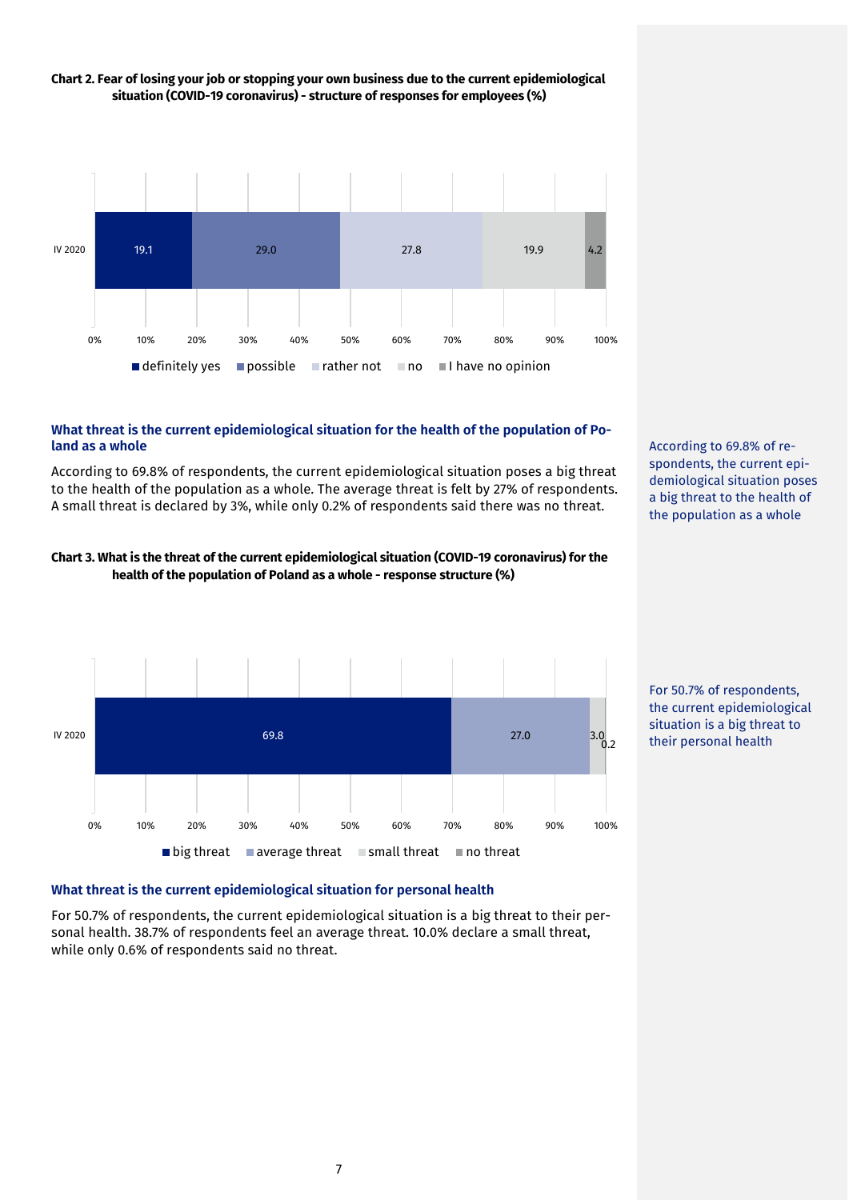**Chart 2. Fear of losing your job or stopping your own business due to the current epidemiological situation (COVID-19 coronavirus) - structure of responses for employees (%)**

| | definitely yes | possible | rather not | no | I have no opinion |
|---|---|---|---|---|---|
| IV 2020 | 19.1 | 29.0 | 27.8 | 19.9 | 4.2 |

### What threat is the current epidemiological situation for the health of the population of Poland as a whole

According to 69.8% of respondents, the current epidemiological situation poses a big threat to the health of the population as a whole. The average threat is felt by 27% of respondents. A small threat is declared by 3%, while only 0.2% of respondents said there was no threat.

According to 69.8% of respondents, the current epidemiological situation poses a big threat to the health of the population as a whole

**Chart 3. What is the threat of the current epidemiological situation (COVID-19 coronavirus) for the health of the population of Poland as a whole - response structure (%)**

| | big threat | average threat | small threat | no threat |
|---|---|---|---|---|
| IV 2020 | 69.8 | 27.0 | 3.0 | 0.2 |

For 50.7% of respondents, the current epidemiological situation is a big threat to their personal health

### What threat is the current epidemiological situation for personal health

For 50.7% of respondents, the current epidemiological situation is a big threat to their personal health. 38.7% of respondents feel an average threat. 10.0% declare a small threat, while only 0.6% of respondents said no threat.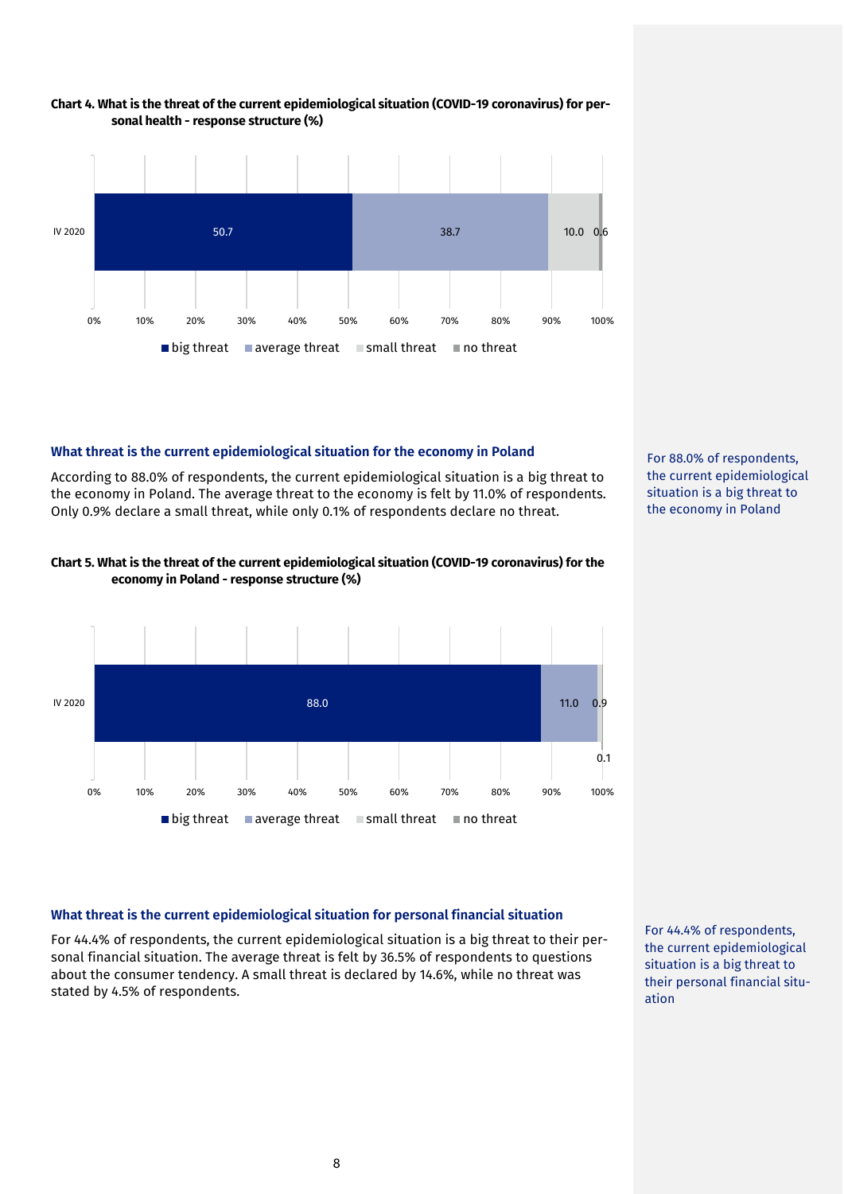**Chart 4. What is the threat of the current epidemiological situation (COVID-19 coronavirus) for personal health - response structure (%)**

| | big threat | average threat | small threat | no threat |
|---|---|---|---|---|
| IV 2020 | 50.7 | 38.7 | 10.0 | 0.6 |

### What threat is the current epidemiological situation for the economy in Poland

According to 88.0% of respondents, the current epidemiological situation is a big threat to the economy in Poland. The average threat to the economy is felt by 11.0% of respondents. Only 0.9% declare a small threat, while only 0.1% of respondents declare no threat.

For 88.0% of respondents, the current epidemiological situation is a big threat to the economy in Poland

**Chart 5. What is the threat of the current epidemiological situation (COVID-19 coronavirus) for the economy in Poland - response structure (%)**

| | big threat | average threat | small threat | no threat |
|---|---|---|---|---|
| IV 2020 | 88.0 | 11.0 | 0.9 | 0.1 |

### What threat is the current epidemiological situation for personal financial situation

For 44.4% of respondents, the current epidemiological situation is a big threat to their personal financial situation. The average threat is felt by 36.5% of respondents to questions about the consumer tendency. A small threat is declared by 14.6%, while no threat was stated by 4.5% of respondents.

For 44.4% of respondents, the current epidemiological situation is a big threat to their personal financial situation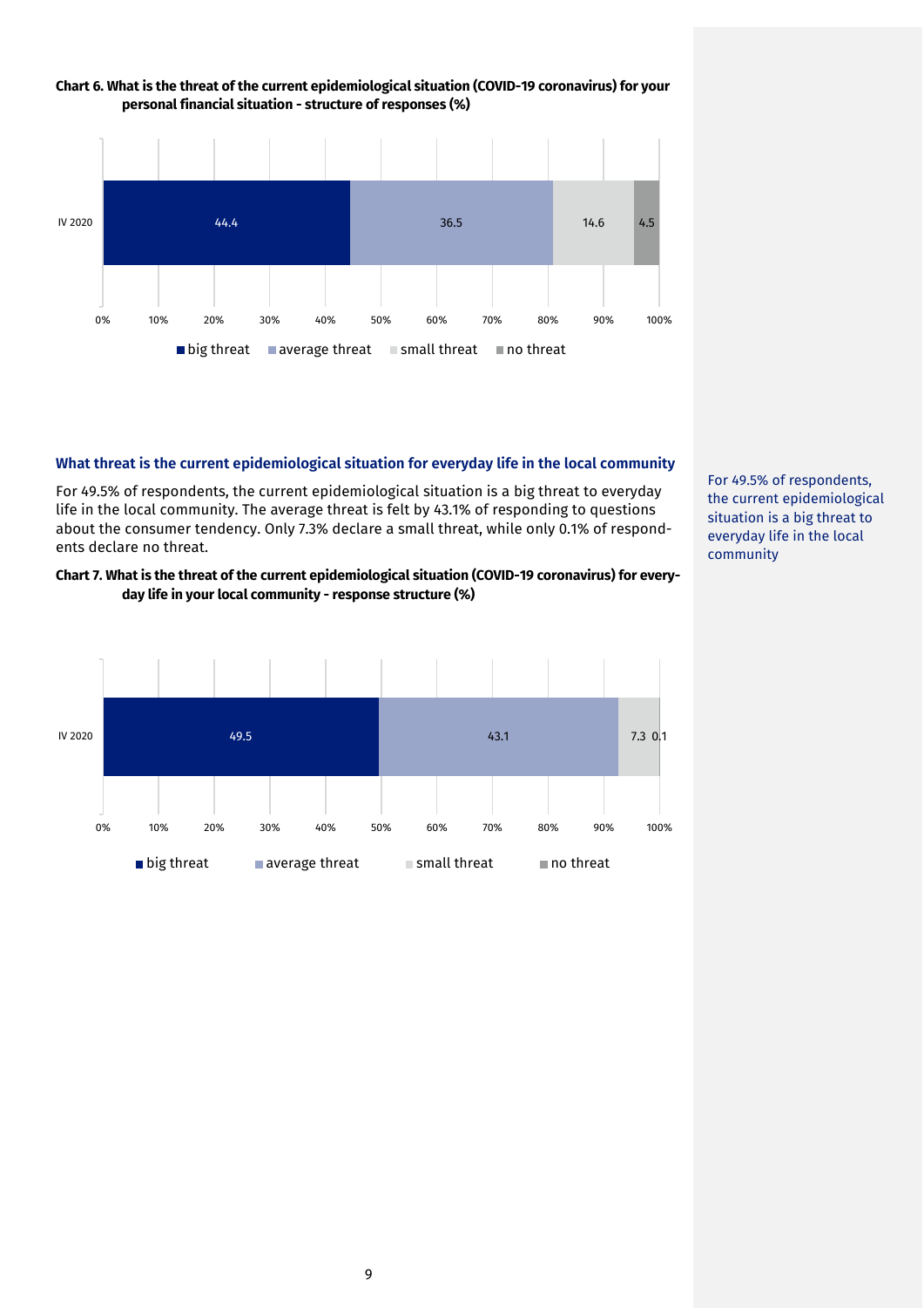**Chart 6. What is the threat of the current epidemiological situation (COVID-19 coronavirus) for your personal financial situation - structure of responses (%)**

| | big threat | average threat | small threat | no threat |
|---|---|---|---|---|
| IV 2020 | 44.4 | 36.5 | 14.6 | 4.5 |

### What threat is the current epidemiological situation for everyday life in the local community

For 49.5% of respondents, the current epidemiological situation is a big threat to everyday life in the local community. The average threat is felt by 43.1% of responding to questions about the consumer tendency. Only 7.3% declare a small threat, while only 0.1% of respondents declare no threat.

For 49.5% of respondents, the current epidemiological situation is a big threat to everyday life in the local community

**Chart 7. What is the threat of the current epidemiological situation (COVID-19 coronavirus) for everyday life in your local community - response structure (%)**

| | big threat | average threat | small threat | no threat |
|---|---|---|---|---|
| IV 2020 | 49.5 | 43.1 | 7.3 | 0.1 |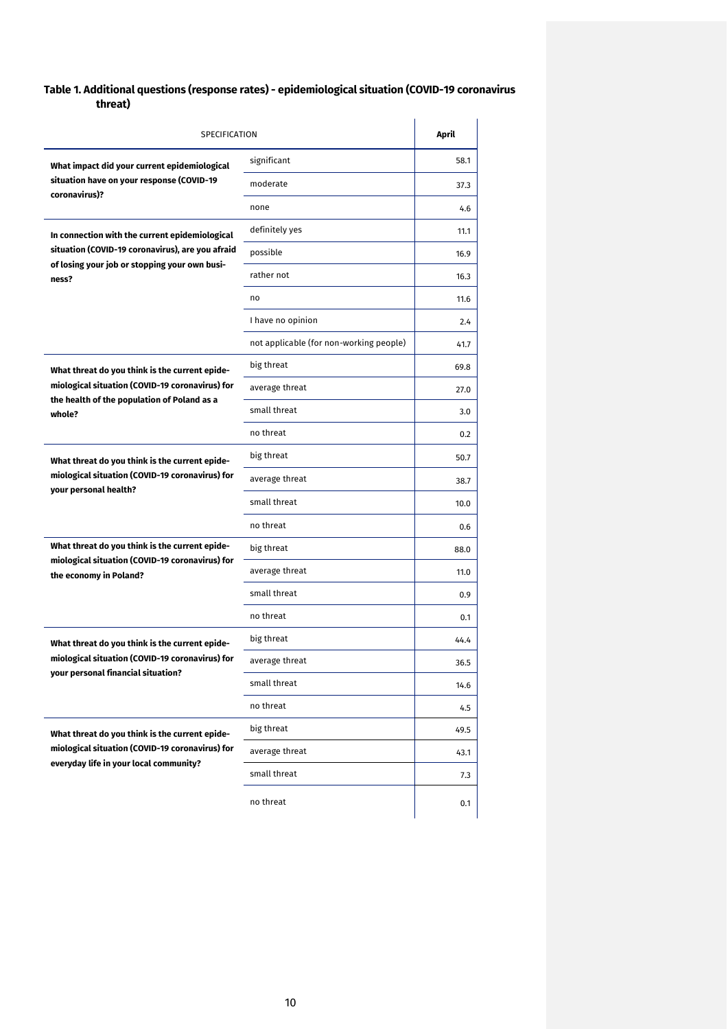**Table 1. Additional questions (response rates) - epidemiological situation (COVID-19 coronavirus threat)**

| SPECIFICATION | | April |
|---|---|---|
| **What impact did your current epidemiological situation have on your response (COVID-19 coronavirus)?** | significant | 58.1 |
| | moderate | 37.3 |
| | none | 4.6 |
| **In connection with the current epidemiological situation (COVID-19 coronavirus), are you afraid of losing your job or stopping your own business?** | definitely yes | 11.1 |
| | possible | 16.9 |
| | rather not | 16.3 |
| | no | 11.6 |
| | I have no opinion | 2.4 |
| | not applicable (for non-working people) | 41.7 |
| **What threat do you think is the current epidemiological situation (COVID-19 coronavirus) for the health of the population of Poland as a whole?** | big threat | 69.8 |
| | average threat | 27.0 |
| | small threat | 3.0 |
| | no threat | 0.2 |
| **What threat do you think is the current epidemiological situation (COVID-19 coronavirus) for your personal health?** | big threat | 50.7 |
| | average threat | 38.7 |
| | small threat | 10.0 |
| | no threat | 0.6 |
| **What threat do you think is the current epidemiological situation (COVID-19 coronavirus) for the economy in Poland?** | big threat | 88.0 |
| | average threat | 11.0 |
| | small threat | 0.9 |
| | no threat | 0.1 |
| **What threat do you think is the current epidemiological situation (COVID-19 coronavirus) for your personal financial situation?** | big threat | 44.4 |
| | average threat | 36.5 |
| | small threat | 14.6 |
| | no threat | 4.5 |
| **What threat do you think is the current epidemiological situation (COVID-19 coronavirus) for everyday life in your local community?** | big threat | 49.5 |
| | average threat | 43.1 |
| | small threat | 7.3 |
| | no threat | 0.1 |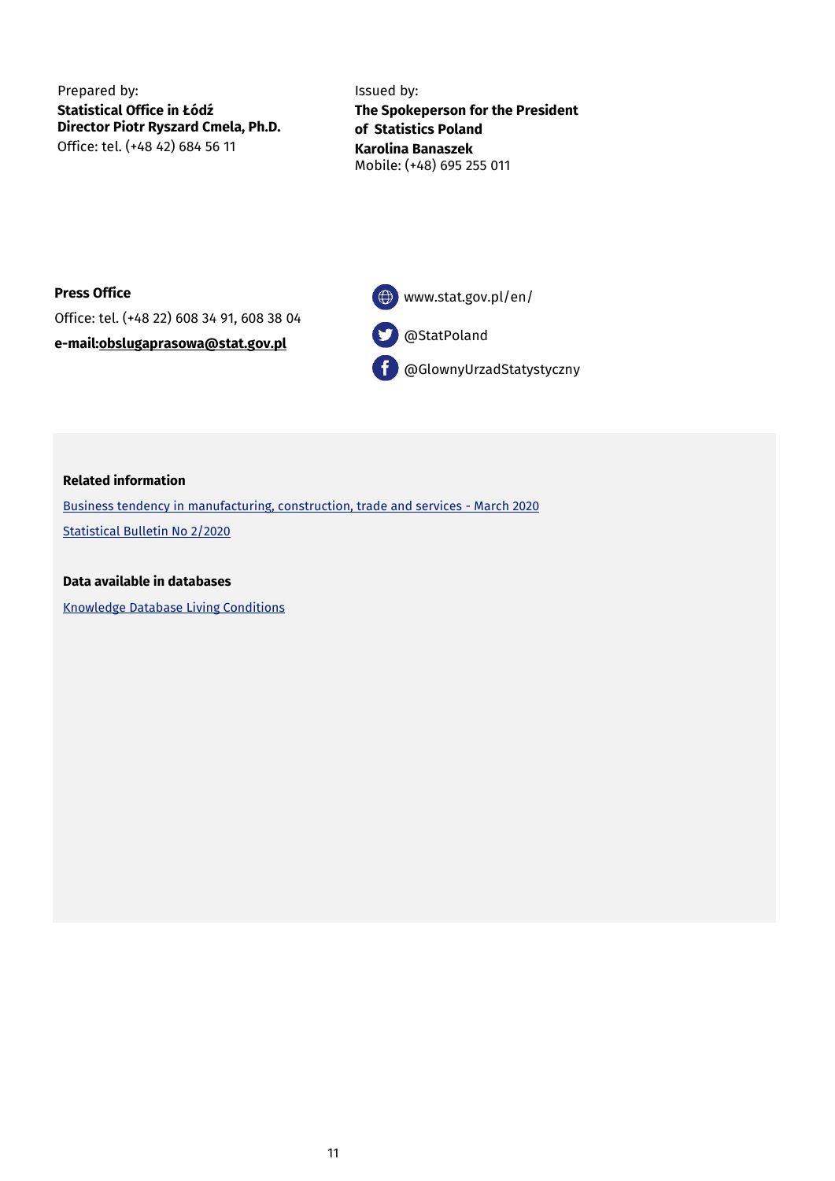Prepared by:
**Statistical Office in Łódź**
**Director Piotr Ryszard Cmela, Ph.D.**
Office: tel. (+48 42) 684 56 11

Issued by:
**The Spokeperson for the President of Statistics Poland**
**Karolina Banaszek**
Mobile: (+48) 695 255 011

**Press Office**
Office: tel. (+48 22) 608 34 91, 608 38 04
**e-mail:obslugaprasowa@stat.gov.pl**

www.stat.gov.pl/en/
@StatPoland
@GlownyUrzadStatystyczny

**Related information**

Business tendency in manufacturing, construction, trade and services - March 2020

Statistical Bulletin No 2/2020

**Data available in databases**

Knowledge Database Living Conditions